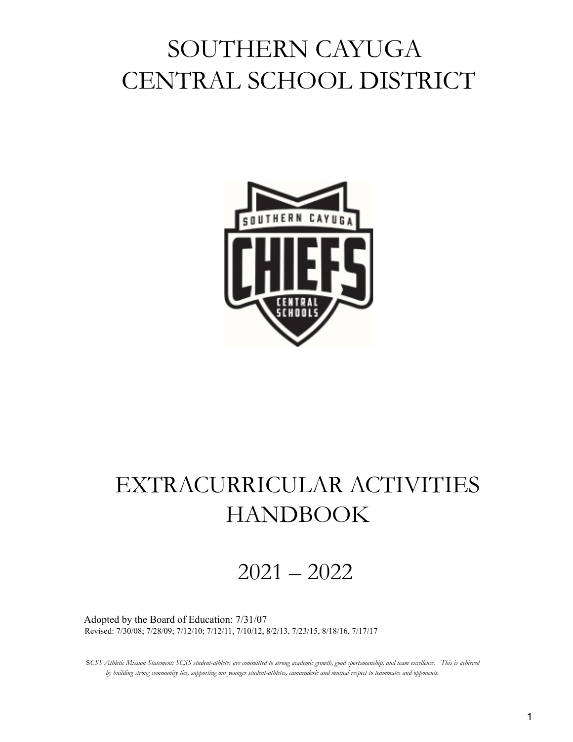# SOUTHERN CAYUGA CENTRAL SCHOOL DISTRICT

# EXTRACURRICULAR ACTIVITIES HANDBOOK

## 2021 – 2022

Adopted by the Board of Education: 7/31/07

Revised: 7/30/08; 7/28/09; 7/12/10; 7/12/11, 7/10/12, 8/2/13, 7/23/15, 8/18/16, 7/17/17

s*CSS Athletic Mission Statement: SCSS student-athletes are committed to strong academic growth, good sportsmanship, and team excellence. This is achieved by building strong community ties, supporting our younger student-athletes, camaraderie and mutual respect to teammates and opponents.*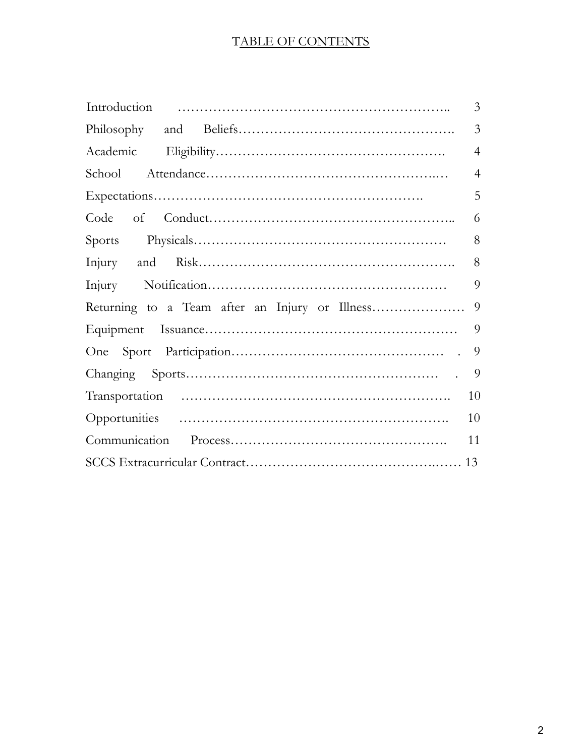# TABLE OF CONTENTS

| Section | Page |
|---|---|
| Introduction | 3 |
| Philosophy and Beliefs | 3 |
| Academic Eligibility | 4 |
| School Attendance | 4 |
| Expectations | 5 |
| Code of Conduct | 6 |
| Sports Physicals | 8 |
| Injury and Risk | 8 |
| Injury Notification | 9 |
| Returning to a Team after an Injury or Illness | 9 |
| Equipment Issuance | 9 |
| One Sport Participation | 9 |
| Changing Sports | 9 |
| Transportation | 10 |
| Opportunities | 10 |
| Communication Process | 11 |
| SCCS Extracurricular Contract | 13 |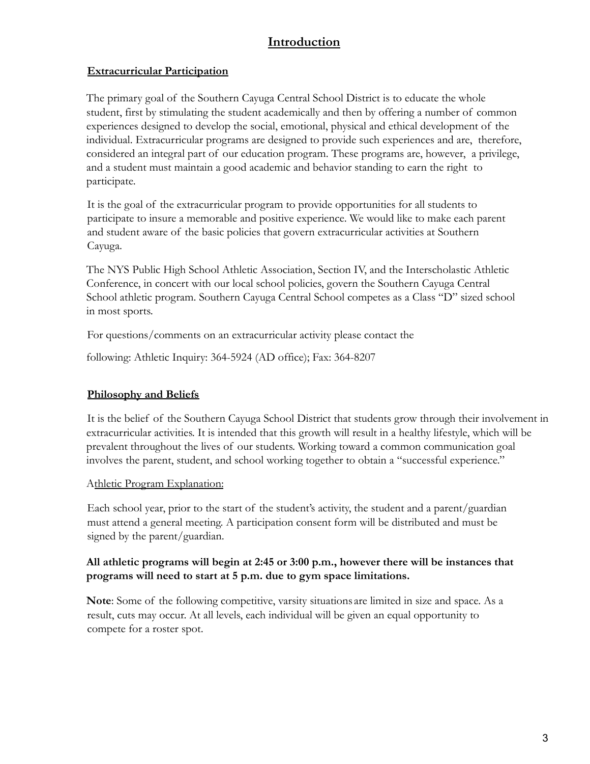# Introduction

## Extracurricular Participation

The primary goal of the Southern Cayuga Central School District is to educate the whole student, first by stimulating the student academically and then by offering a number of common experiences designed to develop the social, emotional, physical and ethical development of the individual. Extracurricular programs are designed to provide such experiences and are, therefore, considered an integral part of our education program. These programs are, however, a privilege, and a student must maintain a good academic and behavior standing to earn the right to participate.

It is the goal of the extracurricular program to provide opportunities for all students to participate to insure a memorable and positive experience. We would like to make each parent and student aware of the basic policies that govern extracurricular activities at Southern Cayuga.

The NYS Public High School Athletic Association, Section IV, and the Interscholastic Athletic Conference, in concert with our local school policies, govern the Southern Cayuga Central School athletic program. Southern Cayuga Central School competes as a Class "D" sized school in most sports.

For questions/comments on an extracurricular activity please contact the

following: Athletic Inquiry: 364-5924 (AD office); Fax: 364-8207

## Philosophy and Beliefs

It is the belief of the Southern Cayuga School District that students grow through their involvement in extracurricular activities. It is intended that this growth will result in a healthy lifestyle, which will be prevalent throughout the lives of our students. Working toward a common communication goal involves the parent, student, and school working together to obtain a "successful experience."

Athletic Program Explanation:

Each school year, prior to the start of the student's activity, the student and a parent/guardian must attend a general meeting. A participation consent form will be distributed and must be signed by the parent/guardian.

**All athletic programs will begin at 2:45 or 3:00 p.m., however there will be instances that programs will need to start at 5 p.m. due to gym space limitations.**

**Note**: Some of the following competitive, varsity situations are limited in size and space. As a result, cuts may occur. At all levels, each individual will be given an equal opportunity to compete for a roster spot.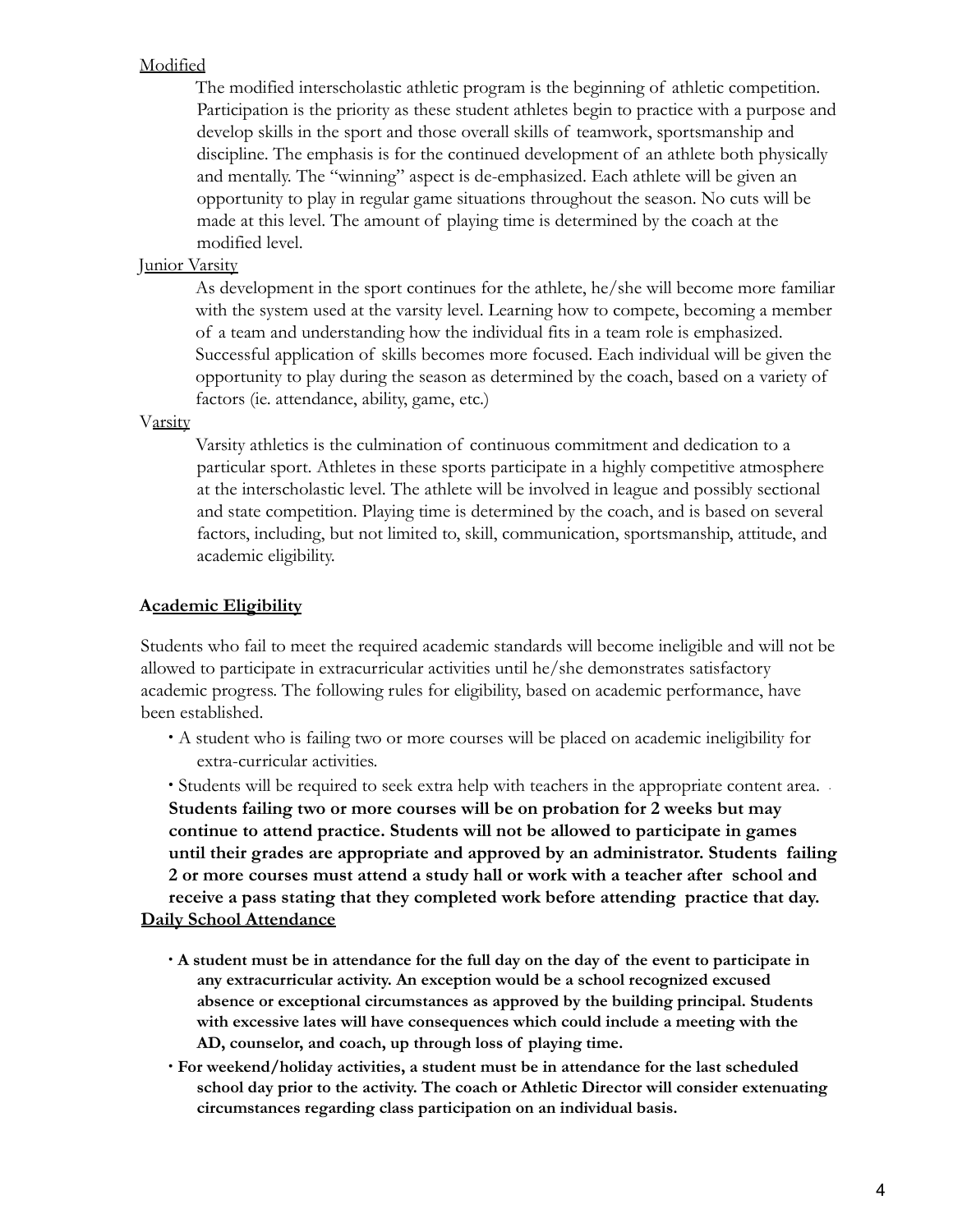Modified

The modified interscholastic athletic program is the beginning of athletic competition. Participation is the priority as these student athletes begin to practice with a purpose and develop skills in the sport and those overall skills of teamwork, sportsmanship and discipline. The emphasis is for the continued development of an athlete both physically and mentally. The "winning" aspect is de-emphasized. Each athlete will be given an opportunity to play in regular game situations throughout the season. No cuts will be made at this level. The amount of playing time is determined by the coach at the modified level.

Junior Varsity

As development in the sport continues for the athlete, he/she will become more familiar with the system used at the varsity level. Learning how to compete, becoming a member of a team and understanding how the individual fits in a team role is emphasized. Successful application of skills becomes more focused. Each individual will be given the opportunity to play during the season as determined by the coach, based on a variety of factors (ie. attendance, ability, game, etc.)

Varsity

Varsity athletics is the culmination of continuous commitment and dedication to a particular sport. Athletes in these sports participate in a highly competitive atmosphere at the interscholastic level. The athlete will be involved in league and possibly sectional and state competition. Playing time is determined by the coach, and is based on several factors, including, but not limited to, skill, communication, sportsmanship, attitude, and academic eligibility.

**Academic Eligibility**

Students who fail to meet the required academic standards will become ineligible and will not be allowed to participate in extracurricular activities until he/she demonstrates satisfactory academic progress. The following rules for eligibility, based on academic performance, have been established.

- A student who is failing two or more courses will be placed on academic ineligibility for extra-curricular activities.
- Students will be required to seek extra help with teachers in the appropriate content area. **Students failing two or more courses will be on probation for 2 weeks but may continue to attend practice. Students will not be allowed to participate in games until their grades are appropriate and approved by an administrator. Students failing 2 or more courses must attend a study hall or work with a teacher after school and receive a pass stating that they completed work before attending practice that day.**

**Daily School Attendance**

- **A student must be in attendance for the full day on the day of the event to participate in any extracurricular activity. An exception would be a school recognized excused absence or exceptional circumstances as approved by the building principal. Students with excessive lates will have consequences which could include a meeting with the AD, counselor, and coach, up through loss of playing time.**
- **For weekend/holiday activities, a student must be in attendance for the last scheduled school day prior to the activity. The coach or Athletic Director will consider extenuating circumstances regarding class participation on an individual basis.**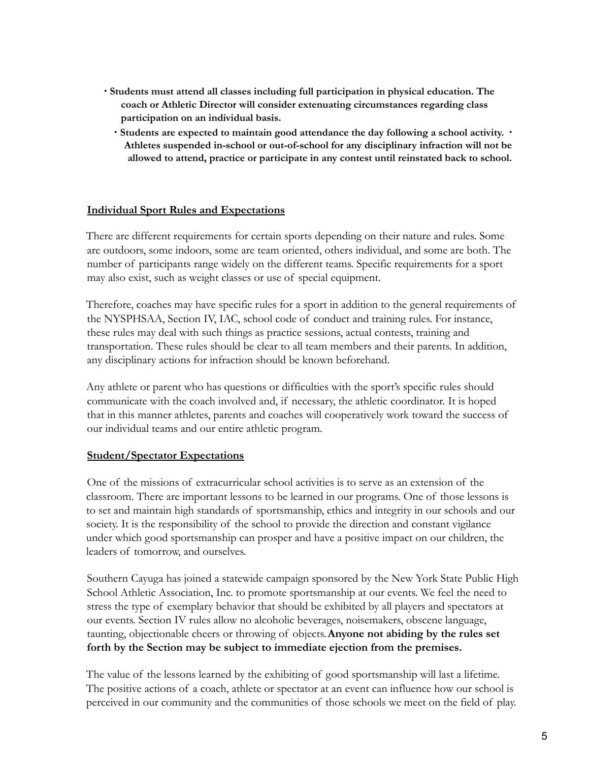- **Students must attend all classes including full participation in physical education. The coach or Athletic Director will consider extenuating circumstances regarding class participation on an individual basis.**
- **Students are expected to maintain good attendance the day following a school activity.**
- **Athletes suspended in-school or out-of-school for any disciplinary infraction will not be allowed to attend, practice or participate in any contest until reinstated back to school.**

**Individual Sport Rules and Expectations**

There are different requirements for certain sports depending on their nature and rules. Some are outdoors, some indoors, some are team oriented, others individual, and some are both. The number of participants range widely on the different teams. Specific requirements for a sport may also exist, such as weight classes or use of special equipment.

Therefore, coaches may have specific rules for a sport in addition to the general requirements of the NYSPHSAA, Section IV, IAC, school code of conduct and training rules. For instance, these rules may deal with such things as practice sessions, actual contests, training and transportation. These rules should be clear to all team members and their parents. In addition, any disciplinary actions for infraction should be known beforehand.

Any athlete or parent who has questions or difficulties with the sport's specific rules should communicate with the coach involved and, if necessary, the athletic coordinator. It is hoped that in this manner athletes, parents and coaches will cooperatively work toward the success of our individual teams and our entire athletic program.

**Student/Spectator Expectations**

One of the missions of extracurricular school activities is to serve as an extension of the classroom. There are important lessons to be learned in our programs. One of those lessons is to set and maintain high standards of sportsmanship, ethics and integrity in our schools and our society. It is the responsibility of the school to provide the direction and constant vigilance under which good sportsmanship can prosper and have a positive impact on our children, the leaders of tomorrow, and ourselves.

Southern Cayuga has joined a statewide campaign sponsored by the New York State Public High School Athletic Association, Inc. to promote sportsmanship at our events. We feel the need to stress the type of exemplary behavior that should be exhibited by all players and spectators at our events. Section IV rules allow no alcoholic beverages, noisemakers, obscene language, taunting, objectionable cheers or throwing of objects. **Anyone not abiding by the rules set forth by the Section may be subject to immediate ejection from the premises.**

The value of the lessons learned by the exhibiting of good sportsmanship will last a lifetime. The positive actions of a coach, athlete or spectator at an event can influence how our school is perceived in our community and the communities of those schools we meet on the field of play.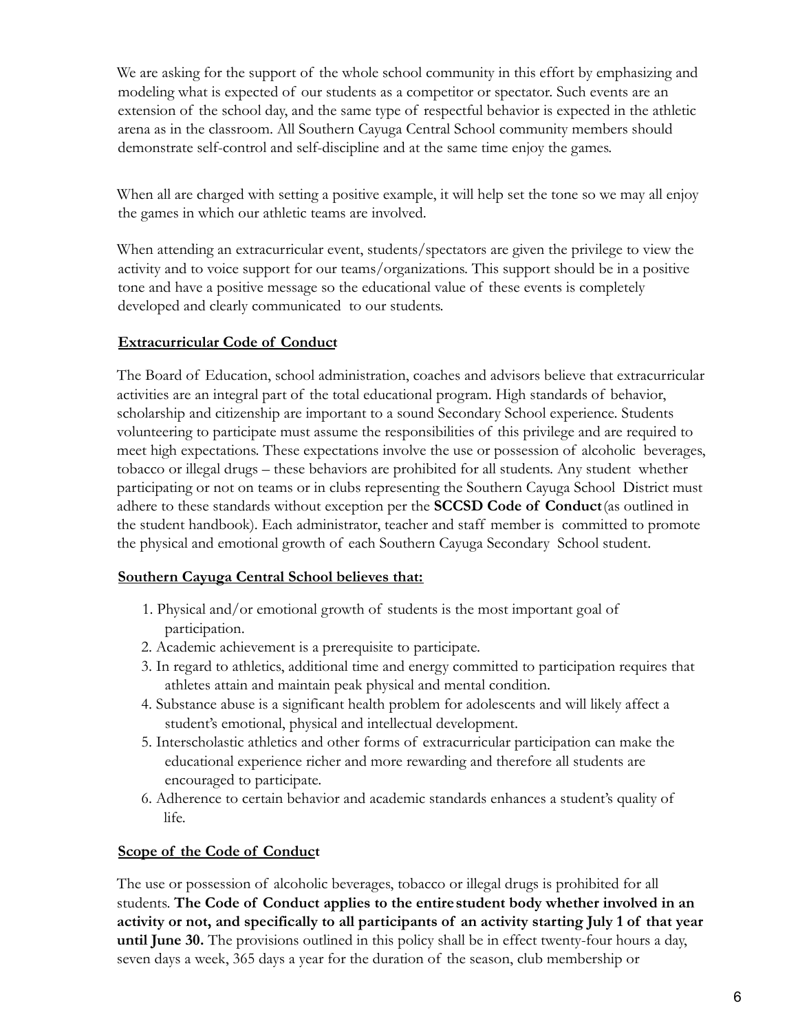We are asking for the support of the whole school community in this effort by emphasizing and modeling what is expected of our students as a competitor or spectator. Such events are an extension of the school day, and the same type of respectful behavior is expected in the athletic arena as in the classroom. All Southern Cayuga Central School community members should demonstrate self-control and self-discipline and at the same time enjoy the games.

When all are charged with setting a positive example, it will help set the tone so we may all enjoy the games in which our athletic teams are involved.

When attending an extracurricular event, students/spectators are given the privilege to view the activity and to voice support for our teams/organizations. This support should be in a positive tone and have a positive message so the educational value of these events is completely developed and clearly communicated to our students.

**Extracurricular Code of Conduct**

The Board of Education, school administration, coaches and advisors believe that extracurricular activities are an integral part of the total educational program. High standards of behavior, scholarship and citizenship are important to a sound Secondary School experience. Students volunteering to participate must assume the responsibilities of this privilege and are required to meet high expectations. These expectations involve the use or possession of alcoholic beverages, tobacco or illegal drugs – these behaviors are prohibited for all students. Any student whether participating or not on teams or in clubs representing the Southern Cayuga School District must adhere to these standards without exception per the **SCCSD Code of Conduct** (as outlined in the student handbook). Each administrator, teacher and staff member is committed to promote the physical and emotional growth of each Southern Cayuga Secondary School student.

**Southern Cayuga Central School believes that:**

1. Physical and/or emotional growth of students is the most important goal of participation.
2. Academic achievement is a prerequisite to participate.
3. In regard to athletics, additional time and energy committed to participation requires that athletes attain and maintain peak physical and mental condition.
4. Substance abuse is a significant health problem for adolescents and will likely affect a student's emotional, physical and intellectual development.
5. Interscholastic athletics and other forms of extracurricular participation can make the educational experience richer and more rewarding and therefore all students are encouraged to participate.
6. Adherence to certain behavior and academic standards enhances a student's quality of life.

**Scope of the Code of Conduct**

The use or possession of alcoholic beverages, tobacco or illegal drugs is prohibited for all students. **The Code of Conduct applies to the entire student body whether involved in an activity or not, and specifically to all participants of an activity starting July 1 of that year until June 30.** The provisions outlined in this policy shall be in effect twenty-four hours a day, seven days a week, 365 days a year for the duration of the season, club membership or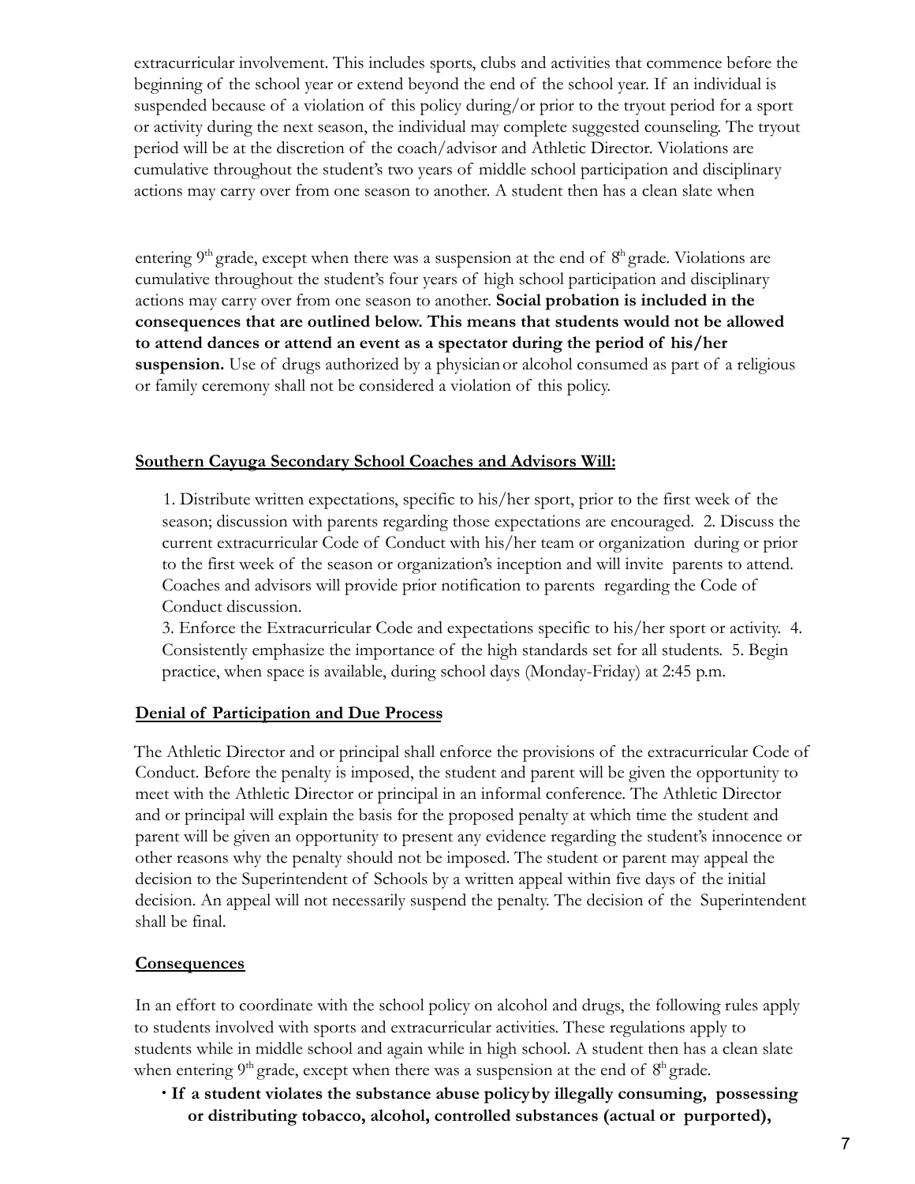extracurricular involvement. This includes sports, clubs and activities that commence before the beginning of the school year or extend beyond the end of the school year. If an individual is suspended because of a violation of this policy during/or prior to the tryout period for a sport or activity during the next season, the individual may complete suggested counseling. The tryout period will be at the discretion of the coach/advisor and Athletic Director. Violations are cumulative throughout the student's two years of middle school participation and disciplinary actions may carry over from one season to another. A student then has a clean slate when entering 9th grade, except when there was a suspension at the end of 8th grade. Violations are cumulative throughout the student's four years of high school participation and disciplinary actions may carry over from one season to another. **Social probation is included in the consequences that are outlined below. This means that students would not be allowed to attend dances or attend an event as a spectator during the period of his/her suspension.** Use of drugs authorized by a physician or alcohol consumed as part of a religious or family ceremony shall not be considered a violation of this policy.

**Southern Cayuga Secondary School Coaches and Advisors Will:**

1. Distribute written expectations, specific to his/her sport, prior to the first week of the season; discussion with parents regarding those expectations are encouraged.
2. Discuss the current extracurricular Code of Conduct with his/her team or organization during or prior to the first week of the season or organization's inception and will invite parents to attend. Coaches and advisors will provide prior notification to parents regarding the Code of Conduct discussion.
3. Enforce the Extracurricular Code and expectations specific to his/her sport or activity.
4. Consistently emphasize the importance of the high standards set for all students.
5. Begin practice, when space is available, during school days (Monday-Friday) at 2:45 p.m.

**Denial of Participation and Due Process**

The Athletic Director and or principal shall enforce the provisions of the extracurricular Code of Conduct. Before the penalty is imposed, the student and parent will be given the opportunity to meet with the Athletic Director or principal in an informal conference. The Athletic Director and or principal will explain the basis for the proposed penalty at which time the student and parent will be given an opportunity to present any evidence regarding the student's innocence or other reasons why the penalty should not be imposed. The student or parent may appeal the decision to the Superintendent of Schools by a written appeal within five days of the initial decision. An appeal will not necessarily suspend the penalty. The decision of the Superintendent shall be final.

**Consequences**

In an effort to coordinate with the school policy on alcohol and drugs, the following rules apply to students involved with sports and extracurricular activities. These regulations apply to students while in middle school and again while in high school. A student then has a clean slate when entering 9th grade, except when there was a suspension at the end of 8th grade.

- **If a student violates the substance abuse policy by illegally consuming, possessing or distributing tobacco, alcohol, controlled substances (actual or purported),**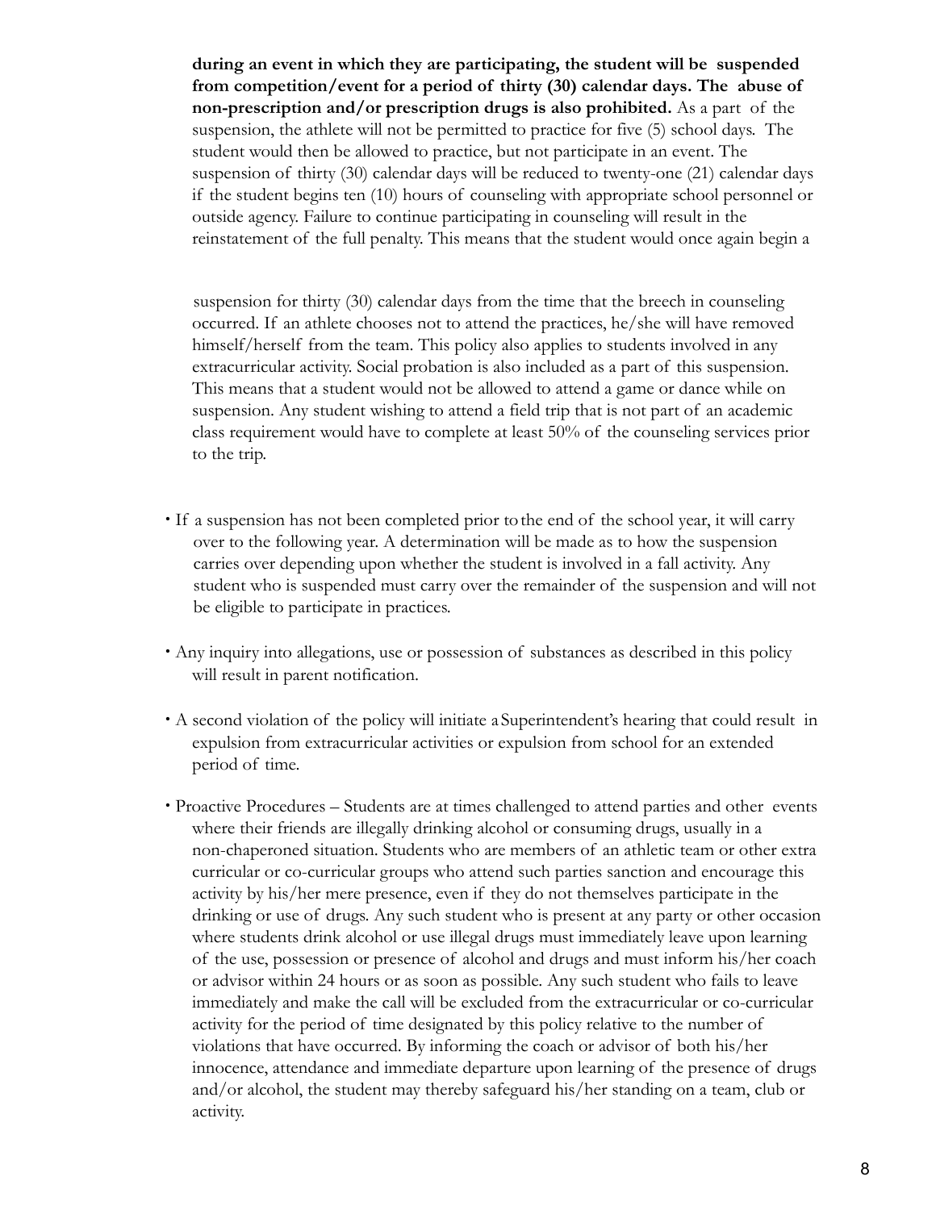**during an event in which they are participating, the student will be suspended from competition/event for a period of thirty (30) calendar days. The abuse of non-prescription and/or prescription drugs is also prohibited.** As a part of the suspension, the athlete will not be permitted to practice for five (5) school days. The student would then be allowed to practice, but not participate in an event. The suspension of thirty (30) calendar days will be reduced to twenty-one (21) calendar days if the student begins ten (10) hours of counseling with appropriate school personnel or outside agency. Failure to continue participating in counseling will result in the reinstatement of the full penalty. This means that the student would once again begin a suspension for thirty (30) calendar days from the time that the breech in counseling occurred. If an athlete chooses not to attend the practices, he/she will have removed himself/herself from the team. This policy also applies to students involved in any extracurricular activity. Social probation is also included as a part of this suspension. This means that a student would not be allowed to attend a game or dance while on suspension. Any student wishing to attend a field trip that is not part of an academic class requirement would have to complete at least 50% of the counseling services prior to the trip.

- If a suspension has not been completed prior to the end of the school year, it will carry over to the following year. A determination will be made as to how the suspension carries over depending upon whether the student is involved in a fall activity. Any student who is suspended must carry over the remainder of the suspension and will not be eligible to participate in practices.

- Any inquiry into allegations, use or possession of substances as described in this policy will result in parent notification.

- A second violation of the policy will initiate a Superintendent's hearing that could result in expulsion from extracurricular activities or expulsion from school for an extended period of time.

- Proactive Procedures – Students are at times challenged to attend parties and other events where their friends are illegally drinking alcohol or consuming drugs, usually in a non-chaperoned situation. Students who are members of an athletic team or other extra curricular or co-curricular groups who attend such parties sanction and encourage this activity by his/her mere presence, even if they do not themselves participate in the drinking or use of drugs. Any such student who is present at any party or other occasion where students drink alcohol or use illegal drugs must immediately leave upon learning of the use, possession or presence of alcohol and drugs and must inform his/her coach or advisor within 24 hours or as soon as possible. Any such student who fails to leave immediately and make the call will be excluded from the extracurricular or co-curricular activity for the period of time designated by this policy relative to the number of violations that have occurred. By informing the coach or advisor of both his/her innocence, attendance and immediate departure upon learning of the presence of drugs and/or alcohol, the student may thereby safeguard his/her standing on a team, club or activity.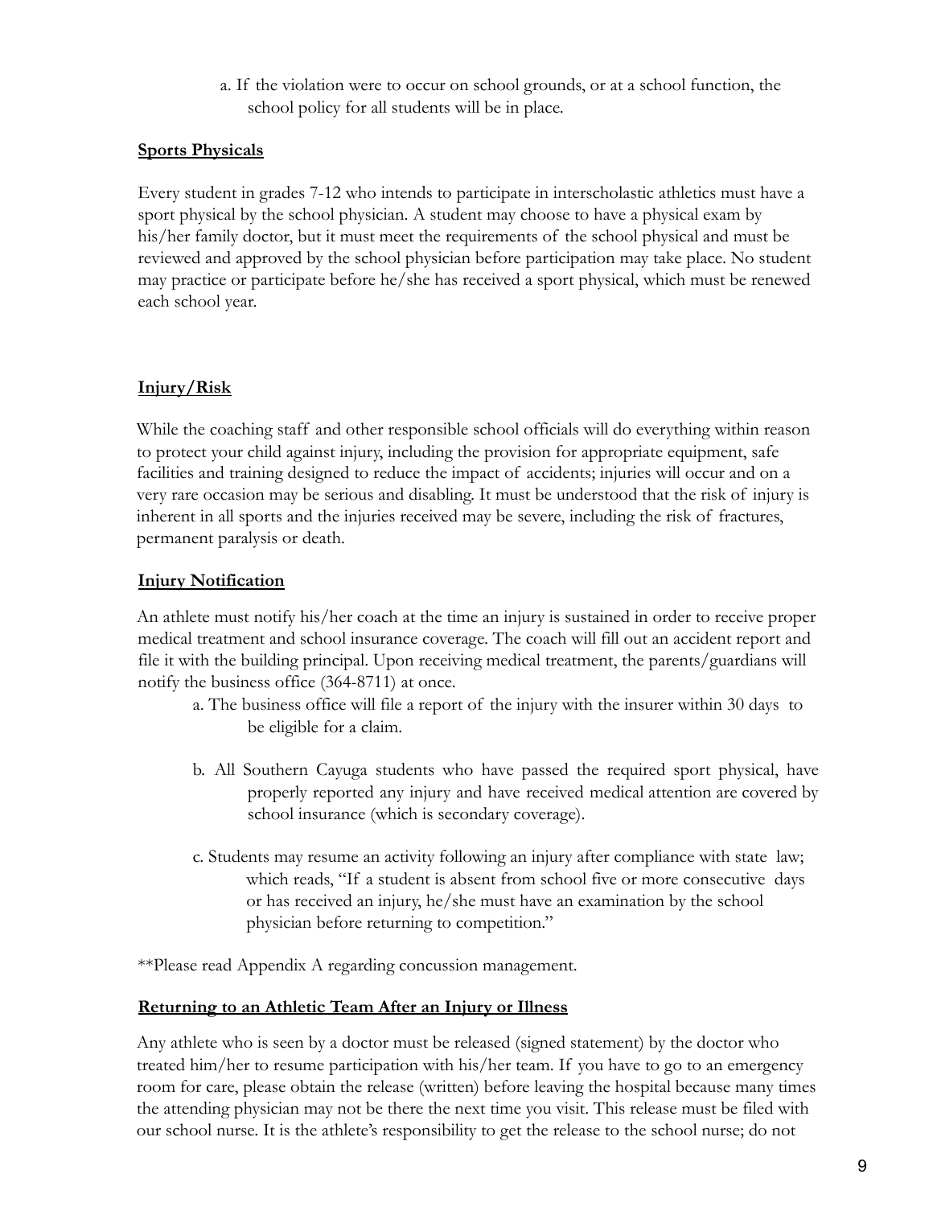a. If the violation were to occur on school grounds, or at a school function, the school policy for all students will be in place.

**Sports Physicals**

Every student in grades 7-12 who intends to participate in interscholastic athletics must have a sport physical by the school physician. A student may choose to have a physical exam by his/her family doctor, but it must meet the requirements of the school physical and must be reviewed and approved by the school physician before participation may take place. No student may practice or participate before he/she has received a sport physical, which must be renewed each school year.

**Injury/Risk**

While the coaching staff and other responsible school officials will do everything within reason to protect your child against injury, including the provision for appropriate equipment, safe facilities and training designed to reduce the impact of accidents; injuries will occur and on a very rare occasion may be serious and disabling. It must be understood that the risk of injury is inherent in all sports and the injuries received may be severe, including the risk of fractures, permanent paralysis or death.

**Injury Notification**

An athlete must notify his/her coach at the time an injury is sustained in order to receive proper medical treatment and school insurance coverage. The coach will fill out an accident report and file it with the building principal. Upon receiving medical treatment, the parents/guardians will notify the business office (364-8711) at once.

a. The business office will file a report of the injury with the insurer within 30 days to be eligible for a claim.

b. All Southern Cayuga students who have passed the required sport physical, have properly reported any injury and have received medical attention are covered by school insurance (which is secondary coverage).

c. Students may resume an activity following an injury after compliance with state law; which reads, "If a student is absent from school five or more consecutive days or has received an injury, he/she must have an examination by the school physician before returning to competition."

**Please read Appendix A regarding concussion management.

**Returning to an Athletic Team After an Injury or Illness**

Any athlete who is seen by a doctor must be released (signed statement) by the doctor who treated him/her to resume participation with his/her team. If you have to go to an emergency room for care, please obtain the release (written) before leaving the hospital because many times the attending physician may not be there the next time you visit. This release must be filed with our school nurse. It is the athlete's responsibility to get the release to the school nurse; do not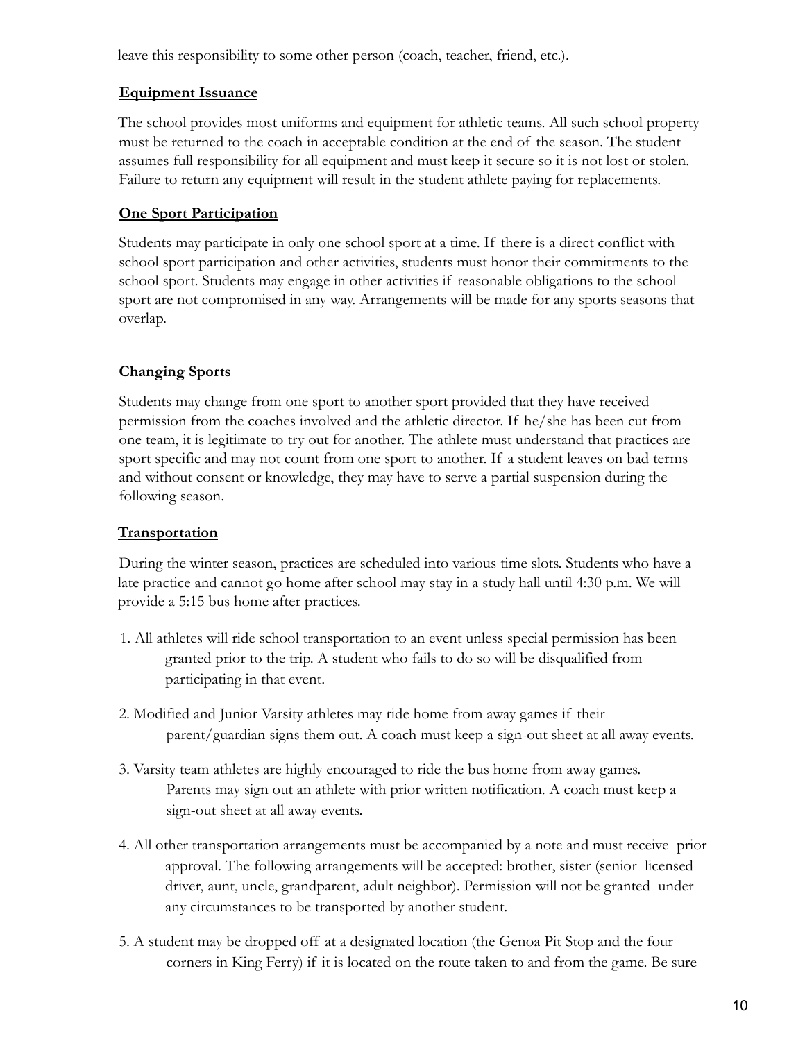leave this responsibility to some other person (coach, teacher, friend, etc.).

**Equipment Issuance**

The school provides most uniforms and equipment for athletic teams. All such school property must be returned to the coach in acceptable condition at the end of the season. The student assumes full responsibility for all equipment and must keep it secure so it is not lost or stolen. Failure to return any equipment will result in the student athlete paying for replacements.

**One Sport Participation**

Students may participate in only one school sport at a time. If there is a direct conflict with school sport participation and other activities, students must honor their commitments to the school sport. Students may engage in other activities if reasonable obligations to the school sport are not compromised in any way. Arrangements will be made for any sports seasons that overlap.

**Changing Sports**

Students may change from one sport to another sport provided that they have received permission from the coaches involved and the athletic director. If he/she has been cut from one team, it is legitimate to try out for another. The athlete must understand that practices are sport specific and may not count from one sport to another. If a student leaves on bad terms and without consent or knowledge, they may have to serve a partial suspension during the following season.

**Transportation**

During the winter season, practices are scheduled into various time slots. Students who have a late practice and cannot go home after school may stay in a study hall until 4:30 p.m. We will provide a 5:15 bus home after practices.

1. All athletes will ride school transportation to an event unless special permission has been granted prior to the trip. A student who fails to do so will be disqualified from participating in that event.

2. Modified and Junior Varsity athletes may ride home from away games if their parent/guardian signs them out. A coach must keep a sign-out sheet at all away events.

3. Varsity team athletes are highly encouraged to ride the bus home from away games. Parents may sign out an athlete with prior written notification. A coach must keep a sign-out sheet at all away events.

4. All other transportation arrangements must be accompanied by a note and must receive prior approval. The following arrangements will be accepted: brother, sister (senior licensed driver, aunt, uncle, grandparent, adult neighbor). Permission will not be granted under any circumstances to be transported by another student.

5. A student may be dropped off at a designated location (the Genoa Pit Stop and the four corners in King Ferry) if it is located on the route taken to and from the game. Be sure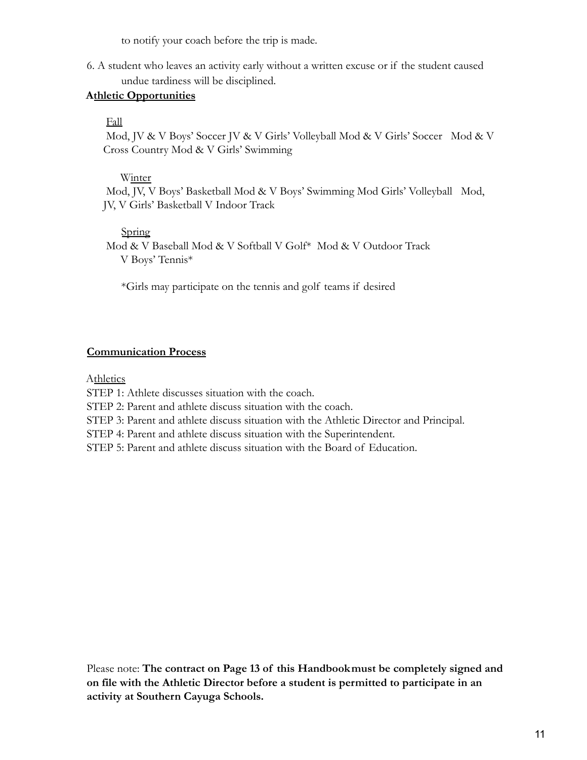to notify your coach before the trip is made.

6. A student who leaves an activity early without a written excuse or if the student caused undue tardiness will be disciplined.

**Athletic Opportunities**

Fall

Mod, JV & V Boys' Soccer JV & V Girls' Volleyball Mod & V Girls' Soccer Mod & V Cross Country Mod & V Girls' Swimming

Winter

Mod, JV, V Boys' Basketball Mod & V Boys' Swimming Mod Girls' Volleyball Mod, JV, V Girls' Basketball V Indoor Track

Spring

Mod & V Baseball Mod & V Softball V Golf* Mod & V Outdoor Track V Boys' Tennis*

*Girls may participate on the tennis and golf teams if desired

**Communication Process**

Athletics

STEP 1: Athlete discusses situation with the coach.
STEP 2: Parent and athlete discuss situation with the coach.
STEP 3: Parent and athlete discuss situation with the Athletic Director and Principal.
STEP 4: Parent and athlete discuss situation with the Superintendent.
STEP 5: Parent and athlete discuss situation with the Board of Education.

Please note: **The contract on Page 13 of this Handbook must be completely signed and on file with the Athletic Director before a student is permitted to participate in an activity at Southern Cayuga Schools.**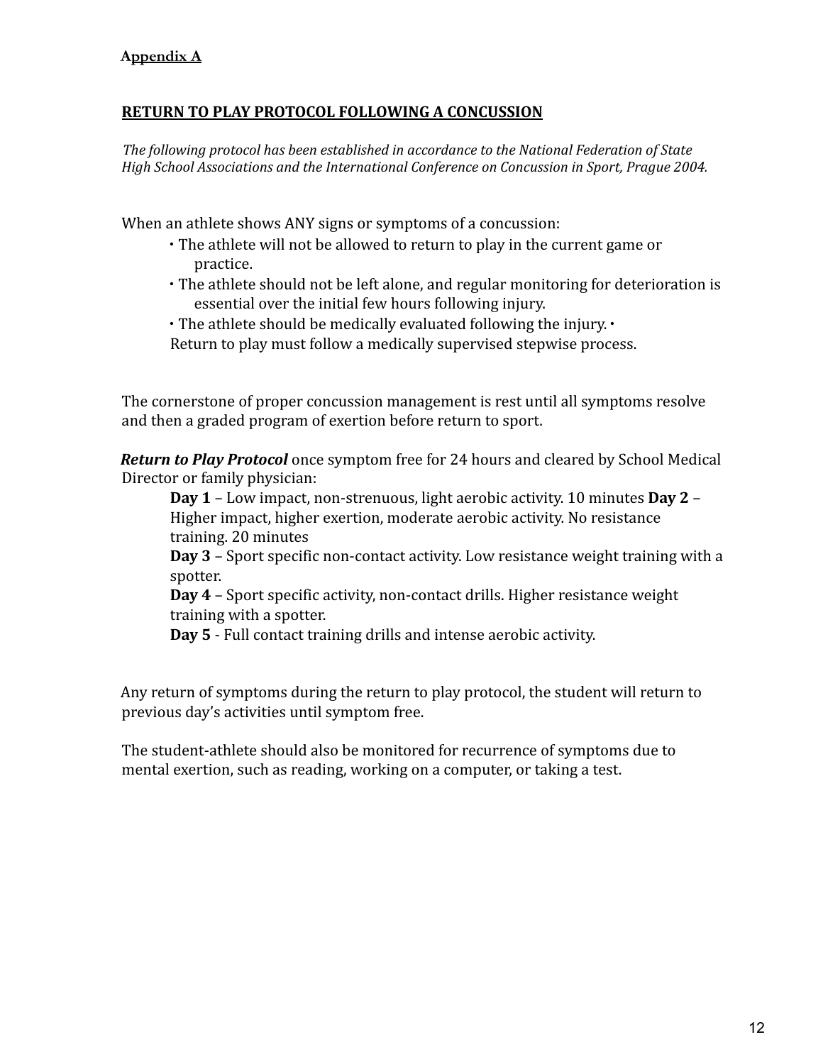**Appendix A**

**RETURN TO PLAY PROTOCOL FOLLOWING A CONCUSSION**

*The following protocol has been established in accordance to the National Federation of State High School Associations and the International Conference on Concussion in Sport, Prague 2004.*

When an athlete shows ANY signs or symptoms of a concussion:

- The athlete will not be allowed to return to play in the current game or practice.
- The athlete should not be left alone, and regular monitoring for deterioration is essential over the initial few hours following injury.
- The athlete should be medically evaluated following the injury.
- Return to play must follow a medically supervised stepwise process.

The cornerstone of proper concussion management is rest until all symptoms resolve and then a graded program of exertion before return to sport.

***Return to Play Protocol*** once symptom free for 24 hours and cleared by School Medical Director or family physician:

**Day 1** – Low impact, non-strenuous, light aerobic activity. 10 minutes
**Day 2** – Higher impact, higher exertion, moderate aerobic activity. No resistance training. 20 minutes
**Day 3** – Sport specific non-contact activity. Low resistance weight training with a spotter.
**Day 4** – Sport specific activity, non-contact drills. Higher resistance weight training with a spotter.
**Day 5** - Full contact training drills and intense aerobic activity.

Any return of symptoms during the return to play protocol, the student will return to previous day's activities until symptom free.

The student-athlete should also be monitored for recurrence of symptoms due to mental exertion, such as reading, working on a computer, or taking a test.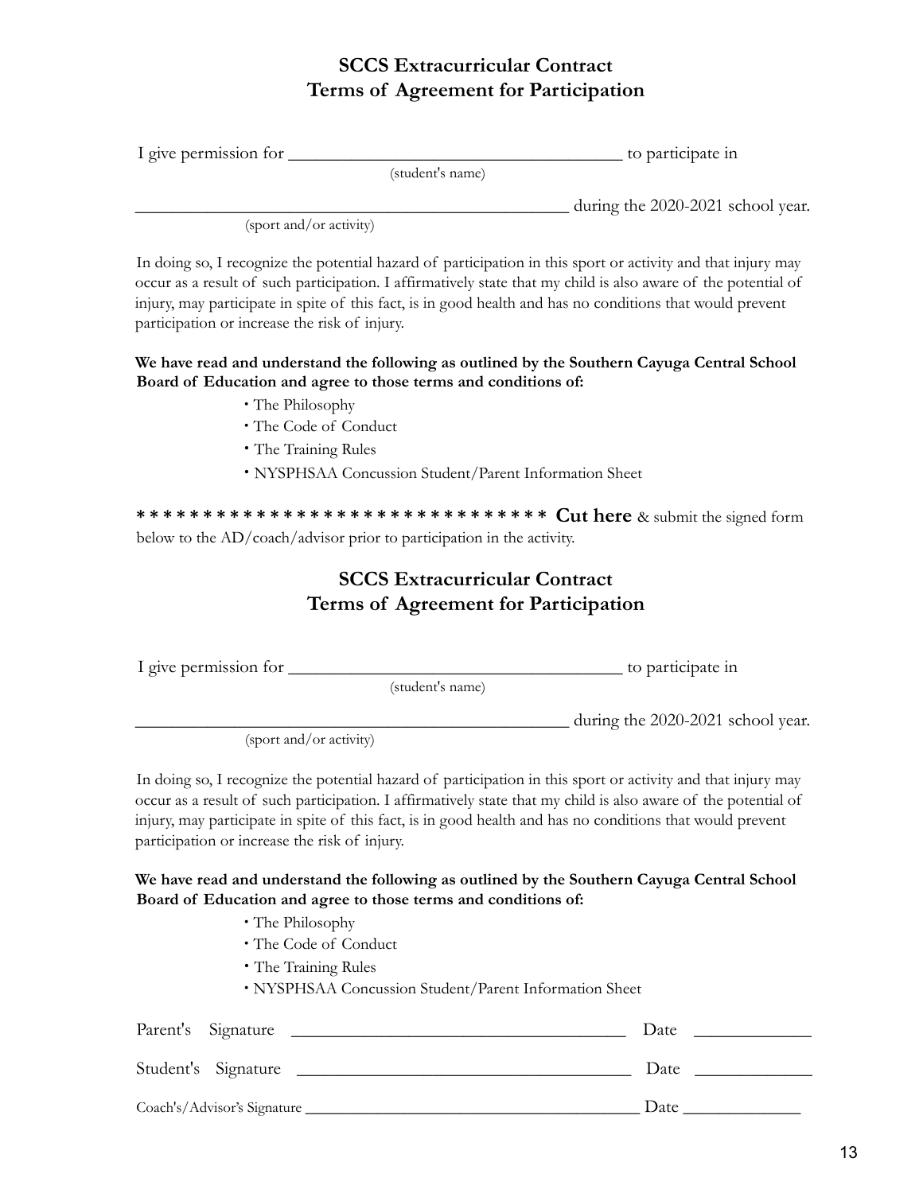## SCCS Extracurricular Contract
## Terms of Agreement for Participation

I give permission for ____________________________________ to participate in
(student's name)

_______________________________________________ during the 2020-2021 school year.
(sport and/or activity)

In doing so, I recognize the potential hazard of participation in this sport or activity and that injury may occur as a result of such participation. I affirmatively state that my child is also aware of the potential of injury, may participate in spite of this fact, is in good health and has no conditions that would prevent participation or increase the risk of injury.

**We have read and understand the following as outlined by the Southern Cayuga Central School Board of Education and agree to those terms and conditions of:**

- The Philosophy
- The Code of Conduct
- The Training Rules
- NYSPHSAA Concussion Student/Parent Information Sheet

******************************** **Cut here** & submit the signed form below to the AD/coach/advisor prior to participation in the activity.

## SCCS Extracurricular Contract
## Terms of Agreement for Participation

I give permission for ____________________________________ to participate in
(student's name)

_______________________________________________ during the 2020-2021 school year.
(sport and/or activity)

In doing so, I recognize the potential hazard of participation in this sport or activity and that injury may occur as a result of such participation. I affirmatively state that my child is also aware of the potential of injury, may participate in spite of this fact, is in good health and has no conditions that would prevent participation or increase the risk of injury.

**We have read and understand the following as outlined by the Southern Cayuga Central School Board of Education and agree to those terms and conditions of:**

- The Philosophy
- The Code of Conduct
- The Training Rules
- NYSPHSAA Concussion Student/Parent Information Sheet

Parent's Signature ____________________________________ Date _____________

Student's Signature ____________________________________ Date _____________

Coach's/Advisor's Signature ______________________________________ Date _____________